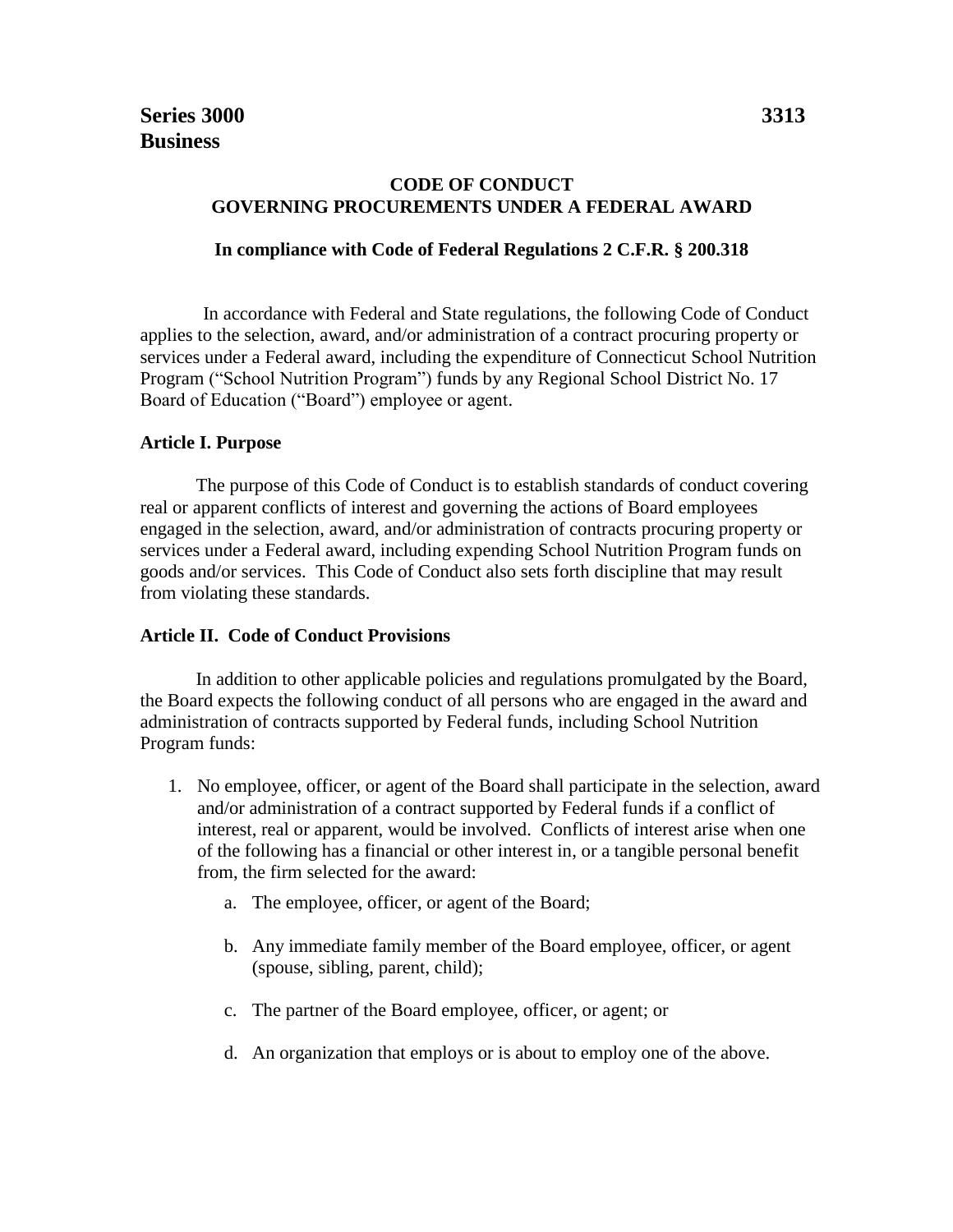**Series 3000 3313**
**Business**

# CODE OF CONDUCT
# GOVERNING PROCUREMENTS UNDER A FEDERAL AWARD

**In compliance with Code of Federal Regulations 2 C.F.R. § 200.318**

In accordance with Federal and State regulations, the following Code of Conduct applies to the selection, award, and/or administration of a contract procuring property or services under a Federal award, including the expenditure of Connecticut School Nutrition Program ("School Nutrition Program") funds by any Regional School District No. 17 Board of Education ("Board") employee or agent.

## Article I. Purpose

The purpose of this Code of Conduct is to establish standards of conduct covering real or apparent conflicts of interest and governing the actions of Board employees engaged in the selection, award, and/or administration of contracts procuring property or services under a Federal award, including expending School Nutrition Program funds on goods and/or services. This Code of Conduct also sets forth discipline that may result from violating these standards.

## Article II. Code of Conduct Provisions

In addition to other applicable policies and regulations promulgated by the Board, the Board expects the following conduct of all persons who are engaged in the award and administration of contracts supported by Federal funds, including School Nutrition Program funds:

1. No employee, officer, or agent of the Board shall participate in the selection, award and/or administration of a contract supported by Federal funds if a conflict of interest, real or apparent, would be involved. Conflicts of interest arise when one of the following has a financial or other interest in, or a tangible personal benefit from, the firm selected for the award:
   a. The employee, officer, or agent of the Board;
   b. Any immediate family member of the Board employee, officer, or agent (spouse, sibling, parent, child);
   c. The partner of the Board employee, officer, or agent; or
   d. An organization that employs or is about to employ one of the above.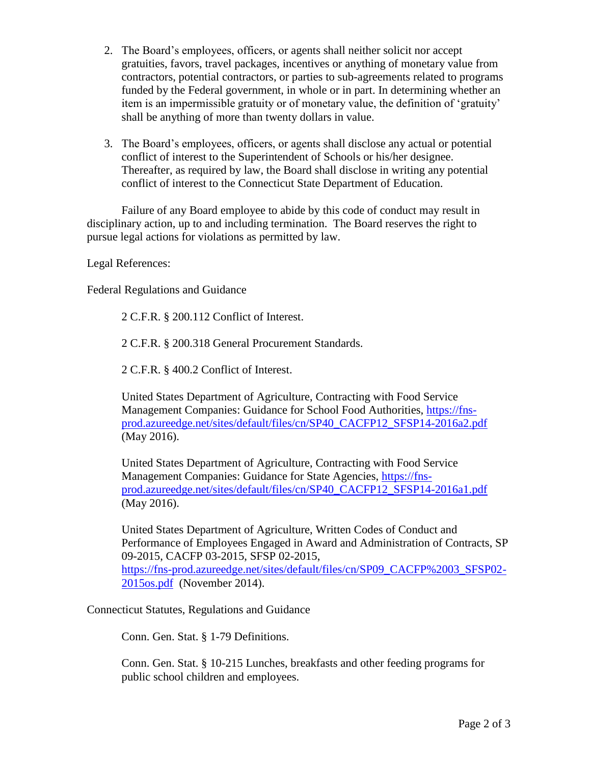2. The Board's employees, officers, or agents shall neither solicit nor accept gratuities, favors, travel packages, incentives or anything of monetary value from contractors, potential contractors, or parties to sub-agreements related to programs funded by the Federal government, in whole or in part. In determining whether an item is an impermissible gratuity or of monetary value, the definition of 'gratuity' shall be anything of more than twenty dollars in value.

3. The Board's employees, officers, or agents shall disclose any actual or potential conflict of interest to the Superintendent of Schools or his/her designee. Thereafter, as required by law, the Board shall disclose in writing any potential conflict of interest to the Connecticut State Department of Education.

Failure of any Board employee to abide by this code of conduct may result in disciplinary action, up to and including termination. The Board reserves the right to pursue legal actions for violations as permitted by law.

Legal References:

Federal Regulations and Guidance

2 C.F.R. § 200.112 Conflict of Interest.

2 C.F.R. § 200.318 General Procurement Standards.

2 C.F.R. § 400.2 Conflict of Interest.

United States Department of Agriculture, Contracting with Food Service Management Companies: Guidance for School Food Authorities, https://fns-prod.azureedge.net/sites/default/files/cn/SP40_CACFP12_SFSP14-2016a2.pdf (May 2016).

United States Department of Agriculture, Contracting with Food Service Management Companies: Guidance for State Agencies, https://fns-prod.azureedge.net/sites/default/files/cn/SP40_CACFP12_SFSP14-2016a1.pdf (May 2016).

United States Department of Agriculture, Written Codes of Conduct and Performance of Employees Engaged in Award and Administration of Contracts, SP 09-2015, CACFP 03-2015, SFSP 02-2015, https://fns-prod.azureedge.net/sites/default/files/cn/SP09_CACFP%2003_SFSP02-2015os.pdf (November 2014).

Connecticut Statutes, Regulations and Guidance

Conn. Gen. Stat. § 1-79 Definitions.

Conn. Gen. Stat. § 10-215 Lunches, breakfasts and other feeding programs for public school children and employees.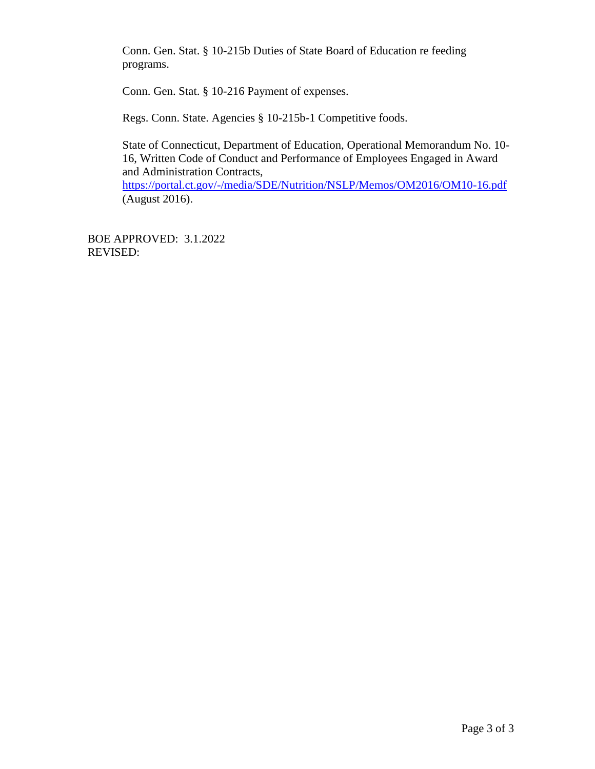Conn. Gen. Stat. § 10-215b Duties of State Board of Education re feeding programs.

Conn. Gen. Stat. § 10-216 Payment of expenses.

Regs. Conn. State. Agencies § 10-215b-1 Competitive foods.

State of Connecticut, Department of Education, Operational Memorandum No. 10-16, Written Code of Conduct and Performance of Employees Engaged in Award and Administration Contracts, https://portal.ct.gov/-/media/SDE/Nutrition/NSLP/Memos/OM2016/OM10-16.pdf (August 2016).

BOE APPROVED: 3.1.2022
REVISED: